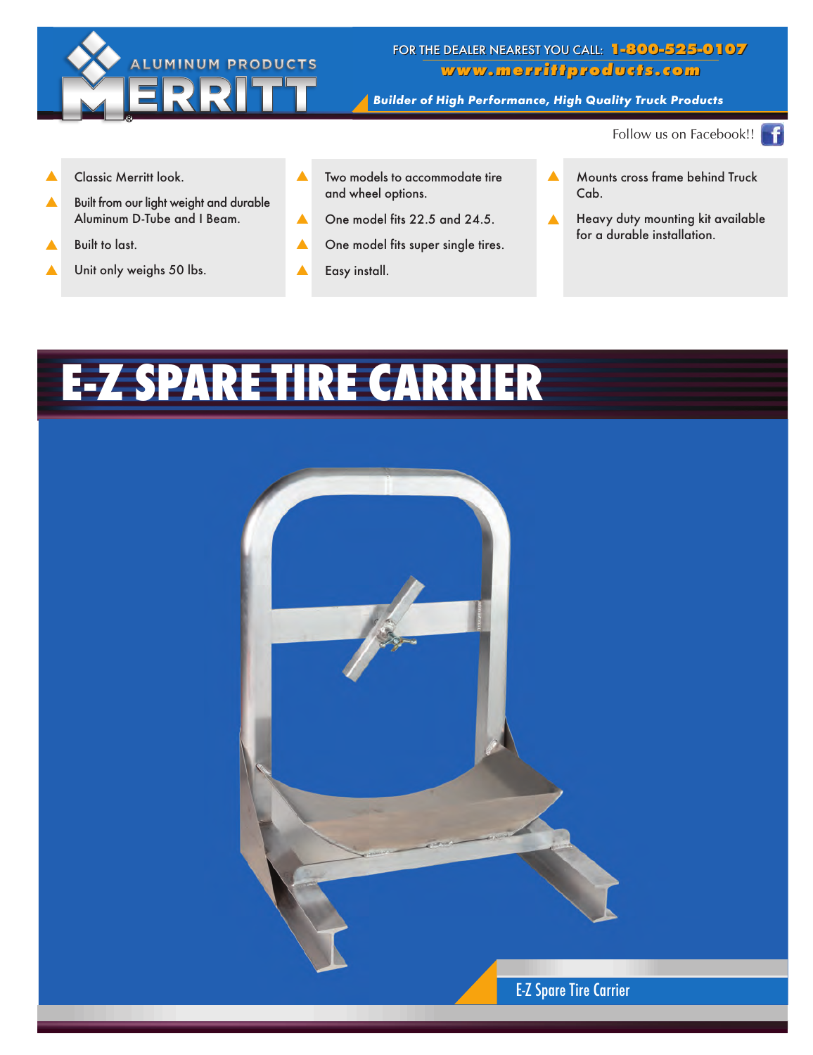MERRITT ALUMINUM PRODUCTS

FOR THE DEALER NEAREST YOU CALL: **1-800-525-0107**

**www.merrittproducts.com**

***Builder of High Performance, High Quality Truck Products***

Follow us on Facebook!!

- Classic Merritt look.
- Built from our light weight and durable Aluminum D-Tube and I Beam.
- Built to last.
- Unit only weighs 50 lbs.

- Two models to accommodate tire and wheel options.
- One model fits 22.5 and 24.5.
- One model fits super single tires.
- Easy install.

- Mounts cross frame behind Truck Cab.
- Heavy duty mounting kit available for a durable installation.

# E-Z SPARE TIRE CARRIER

E-Z Spare Tire Carrier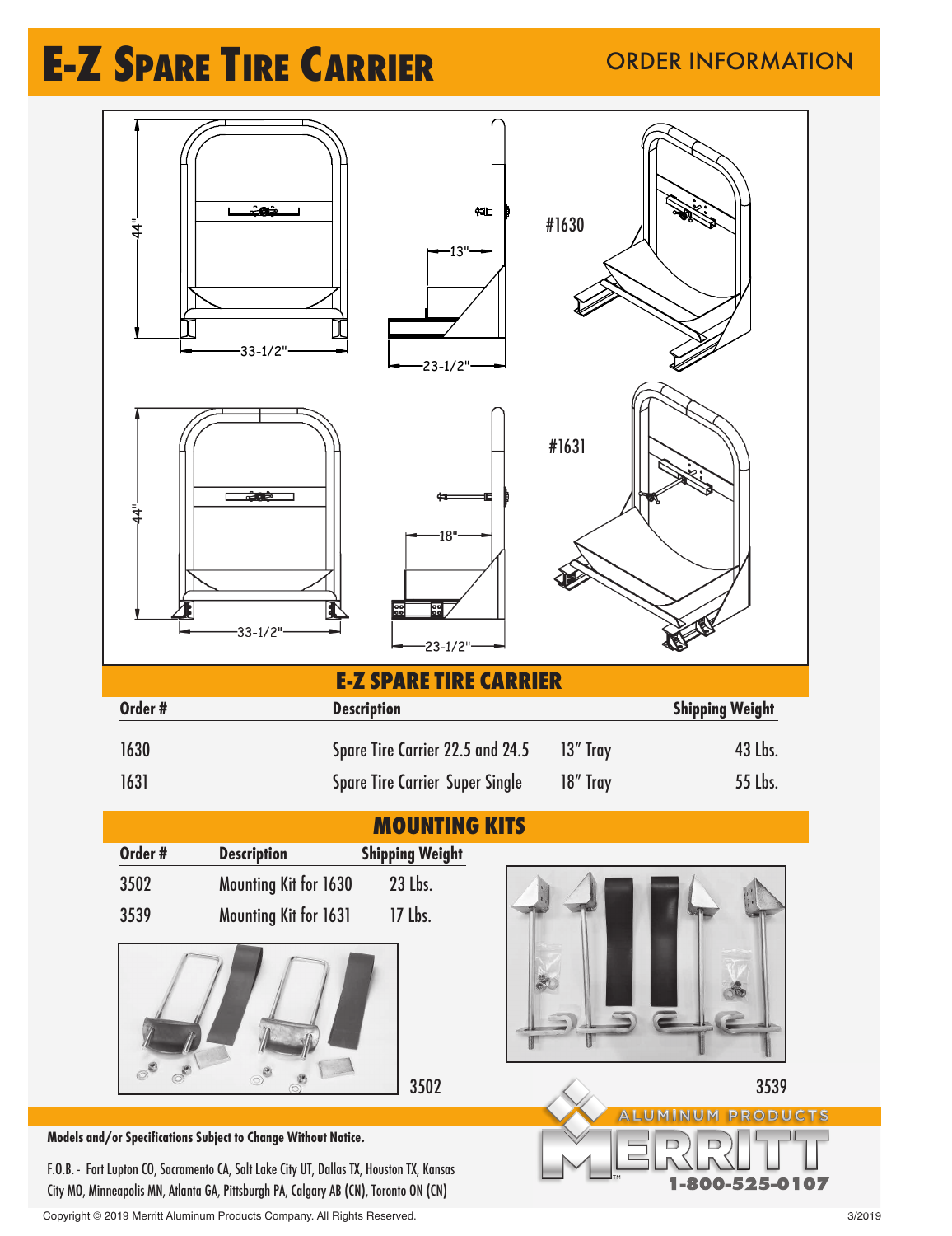# E-Z SPARE TIRE CARRIER

ORDER INFORMATION

44"

33-1/2"

13"

23-1/2"

#1630

44"

33-1/2"

18"

23-1/2"

#1631

## E-Z SPARE TIRE CARRIER

| Order # | Description | | Shipping Weight |
|---|---|---|---|
| 1630 | Spare Tire Carrier 22.5 and 24.5 | 13" Tray | 43 Lbs. |
| 1631 | Spare Tire Carrier Super Single | 18" Tray | 55 Lbs. |

## MOUNTING KITS

| Order # | Description | Shipping Weight |
|---|---|---|
| 3502 | Mounting Kit for 1630 | 23 Lbs. |
| 3539 | Mounting Kit for 1631 | 17 Lbs. |

3502

3539

**Models and/or Specifications Subject to Change Without Notice.**

F.O.B. - Fort Lupton CO, Sacramento CA, Salt Lake City UT, Dallas TX, Houston TX, Kansas City MO, Minneapolis MN, Atlanta GA, Pittsburgh PA, Calgary AB (CN), Toronto ON (CN)

ALUMINUM PRODUCTS MERRITT 1-800-525-0107

Copyright © 2019 Merritt Aluminum Products Company. All Rights Reserved.

3/2019